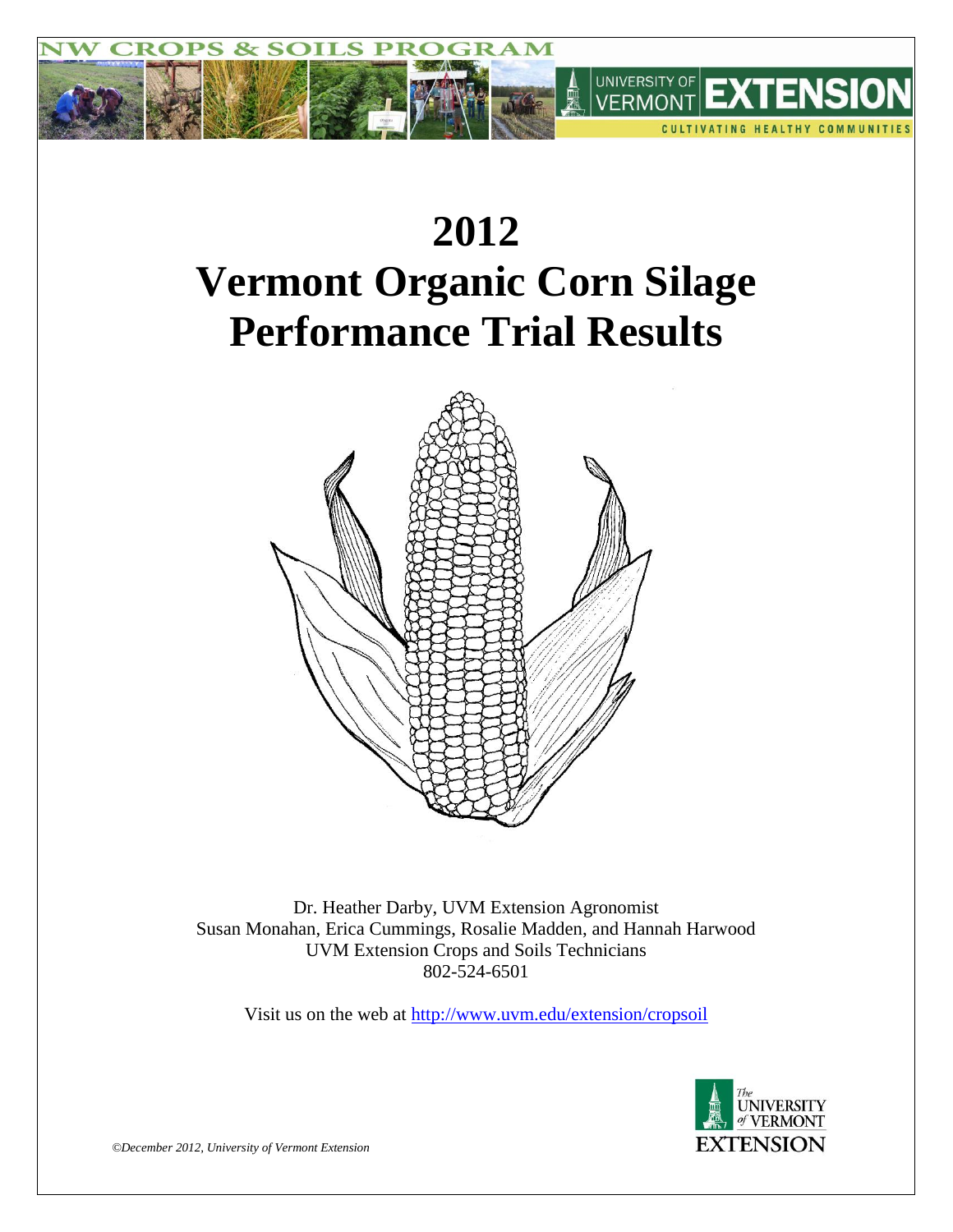NW CROPS & SOILS PROGRAM

UNIVERSITY OF VERMONT EXTENSION

CULTIVATING HEALTHY COMMUNITIES

# 2012 Vermont Organic Corn Silage Performance Trial Results

Dr. Heather Darby, UVM Extension Agronomist
Susan Monahan, Erica Cummings, Rosalie Madden, and Hannah Harwood
UVM Extension Crops and Soils Technicians
802-524-6501

Visit us on the web at http://www.uvm.edu/extension/cropsoil

The University of Vermont Extension

*©December 2012, University of Vermont Extension*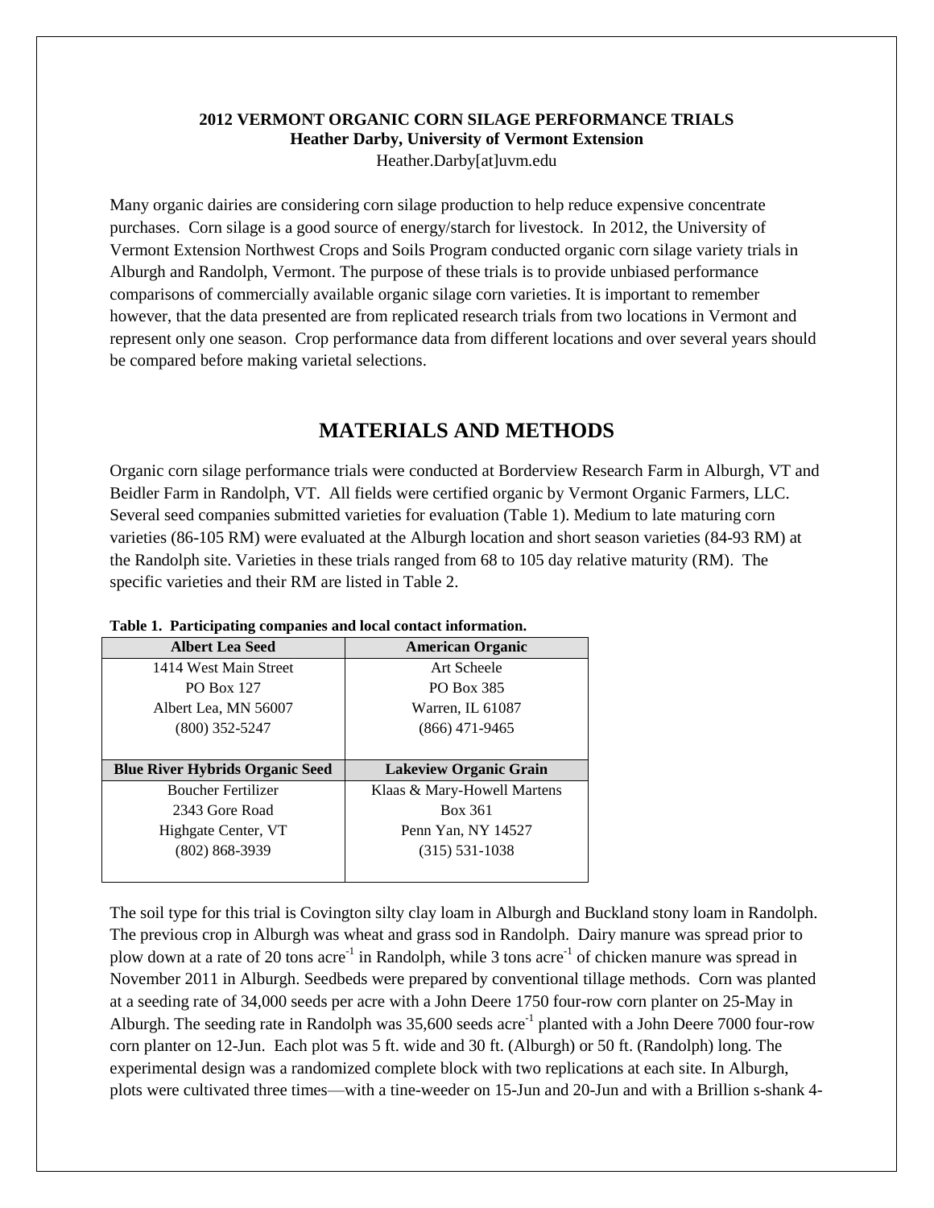**2012 VERMONT ORGANIC CORN SILAGE PERFORMANCE TRIALS**
**Heather Darby, University of Vermont Extension**
Heather.Darby[at]uvm.edu

Many organic dairies are considering corn silage production to help reduce expensive concentrate purchases. Corn silage is a good source of energy/starch for livestock. In 2012, the University of Vermont Extension Northwest Crops and Soils Program conducted organic corn silage variety trials in Alburgh and Randolph, Vermont. The purpose of these trials is to provide unbiased performance comparisons of commercially available organic silage corn varieties. It is important to remember however, that the data presented are from replicated research trials from two locations in Vermont and represent only one season. Crop performance data from different locations and over several years should be compared before making varietal selections.

# MATERIALS AND METHODS

Organic corn silage performance trials were conducted at Borderview Research Farm in Alburgh, VT and Beidler Farm in Randolph, VT. All fields were certified organic by Vermont Organic Farmers, LLC. Several seed companies submitted varieties for evaluation (Table 1). Medium to late maturing corn varieties (86-105 RM) were evaluated at the Alburgh location and short season varieties (84-93 RM) at the Randolph site. Varieties in these trials ranged from 68 to 105 day relative maturity (RM). The specific varieties and their RM are listed in Table 2.

**Table 1. Participating companies and local contact information.**

| Albert Lea Seed | American Organic |
|---|---|
| 1414 West Main Street<br>PO Box 127<br>Albert Lea, MN 56007<br>(800) 352-5247 | Art Scheele<br>PO Box 385<br>Warren, IL 61087<br>(866) 471-9465 |
| **Blue River Hybrids Organic Seed** | **Lakeview Organic Grain** |
| Boucher Fertilizer<br>2343 Gore Road<br>Highgate Center, VT<br>(802) 868-3939 | Klaas & Mary-Howell Martens<br>Box 361<br>Penn Yan, NY 14527<br>(315) 531-1038 |

The soil type for this trial is Covington silty clay loam in Alburgh and Buckland stony loam in Randolph. The previous crop in Alburgh was wheat and grass sod in Randolph. Dairy manure was spread prior to plow down at a rate of 20 tons acre$^{-1}$ in Randolph, while 3 tons acre$^{-1}$ of chicken manure was spread in November 2011 in Alburgh. Seedbeds were prepared by conventional tillage methods. Corn was planted at a seeding rate of 34,000 seeds per acre with a John Deere 1750 four-row corn planter on 25-May in Alburgh. The seeding rate in Randolph was 35,600 seeds acre$^{-1}$ planted with a John Deere 7000 four-row corn planter on 12-Jun. Each plot was 5 ft. wide and 30 ft. (Alburgh) or 50 ft. (Randolph) long. The experimental design was a randomized complete block with two replications at each site. In Alburgh, plots were cultivated three times—with a tine-weeder on 15-Jun and 20-Jun and with a Brillion s-shank 4-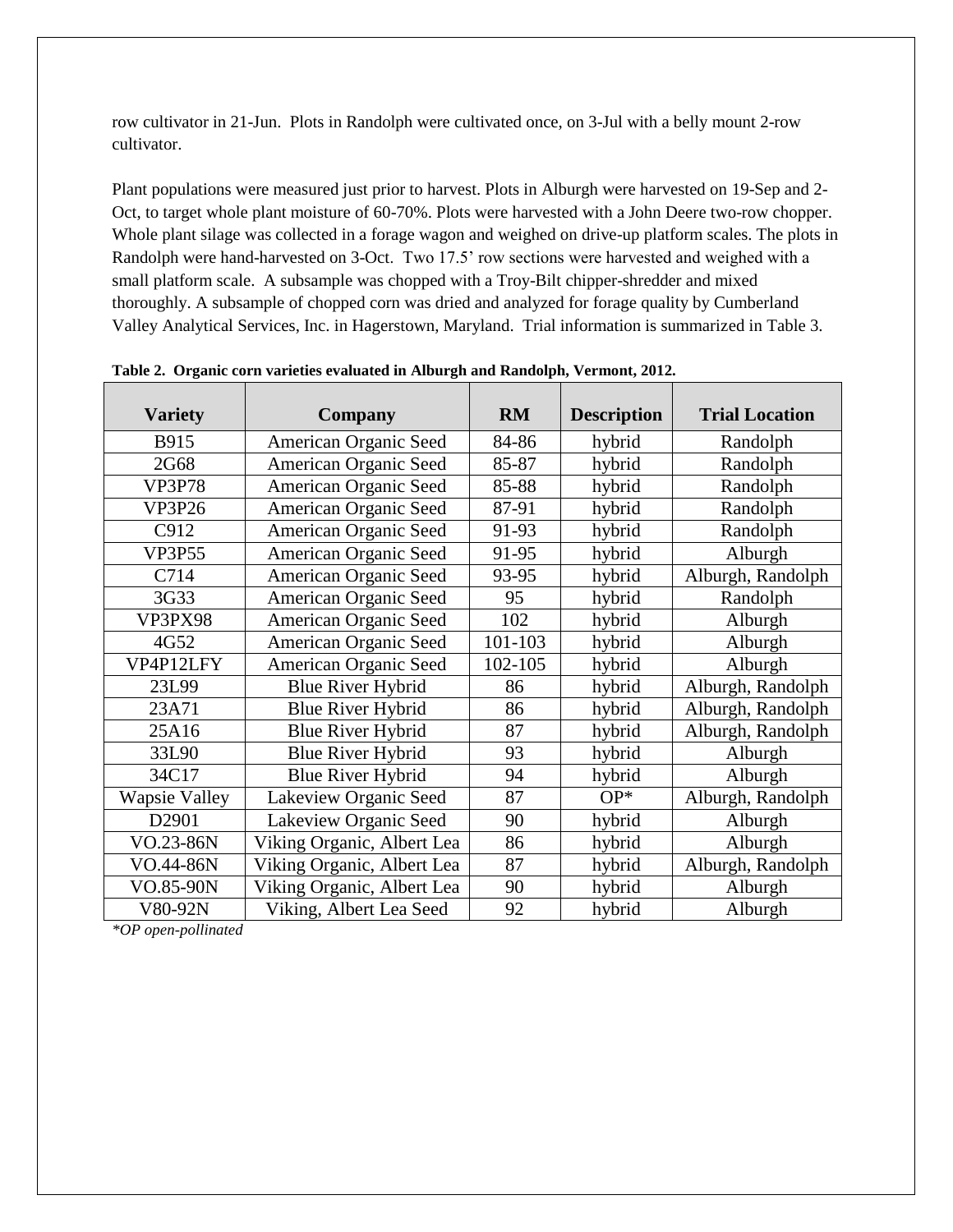row cultivator in 21-Jun. Plots in Randolph were cultivated once, on 3-Jul with a belly mount 2-row cultivator.

Plant populations were measured just prior to harvest. Plots in Alburgh were harvested on 19-Sep and 2-Oct, to target whole plant moisture of 60-70%. Plots were harvested with a John Deere two-row chopper. Whole plant silage was collected in a forage wagon and weighed on drive-up platform scales. The plots in Randolph were hand-harvested on 3-Oct. Two 17.5' row sections were harvested and weighed with a small platform scale. A subsample was chopped with a Troy-Bilt chipper-shredder and mixed thoroughly. A subsample of chopped corn was dried and analyzed for forage quality by Cumberland Valley Analytical Services, Inc. in Hagerstown, Maryland. Trial information is summarized in Table 3.

**Table 2. Organic corn varieties evaluated in Alburgh and Randolph, Vermont, 2012.**

| Variety | Company | RM | Description | Trial Location |
|---|---|---|---|---|
| B915 | American Organic Seed | 84-86 | hybrid | Randolph |
| 2G68 | American Organic Seed | 85-87 | hybrid | Randolph |
| VP3P78 | American Organic Seed | 85-88 | hybrid | Randolph |
| VP3P26 | American Organic Seed | 87-91 | hybrid | Randolph |
| C912 | American Organic Seed | 91-93 | hybrid | Randolph |
| VP3P55 | American Organic Seed | 91-95 | hybrid | Alburgh |
| C714 | American Organic Seed | 93-95 | hybrid | Alburgh, Randolph |
| 3G33 | American Organic Seed | 95 | hybrid | Randolph |
| VP3PX98 | American Organic Seed | 102 | hybrid | Alburgh |
| 4G52 | American Organic Seed | 101-103 | hybrid | Alburgh |
| VP4P12LFY | American Organic Seed | 102-105 | hybrid | Alburgh |
| 23L99 | Blue River Hybrid | 86 | hybrid | Alburgh, Randolph |
| 23A71 | Blue River Hybrid | 86 | hybrid | Alburgh, Randolph |
| 25A16 | Blue River Hybrid | 87 | hybrid | Alburgh, Randolph |
| 33L90 | Blue River Hybrid | 93 | hybrid | Alburgh |
| 34C17 | Blue River Hybrid | 94 | hybrid | Alburgh |
| Wapsie Valley | Lakeview Organic Seed | 87 | OP* | Alburgh, Randolph |
| D2901 | Lakeview Organic Seed | 90 | hybrid | Alburgh |
| VO.23-86N | Viking Organic, Albert Lea | 86 | hybrid | Alburgh |
| VO.44-86N | Viking Organic, Albert Lea | 87 | hybrid | Alburgh, Randolph |
| VO.85-90N | Viking Organic, Albert Lea | 90 | hybrid | Alburgh |
| V80-92N | Viking, Albert Lea Seed | 92 | hybrid | Alburgh |

*\*OP open-pollinated*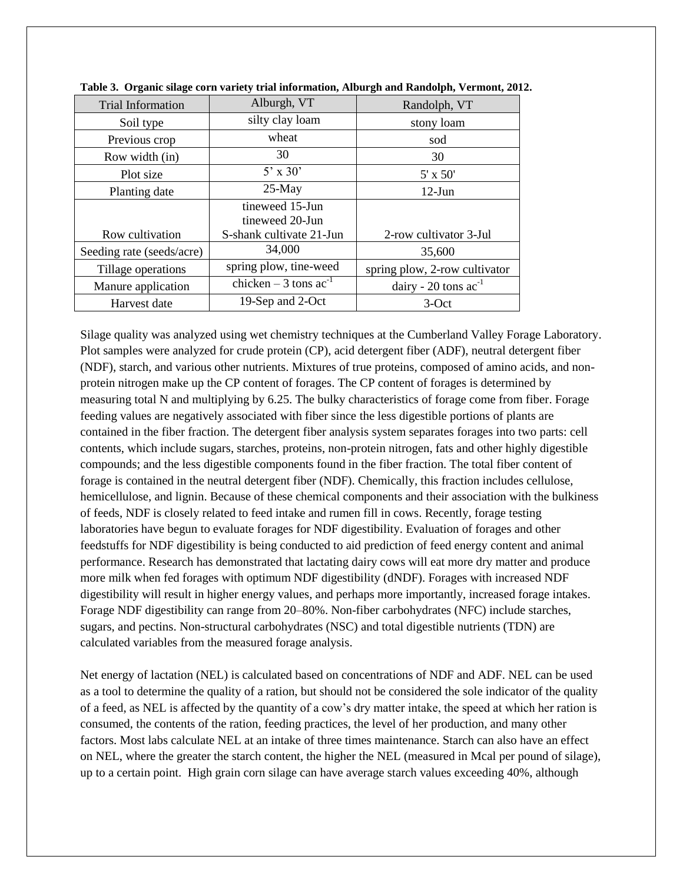**Table 3. Organic silage corn variety trial information, Alburgh and Randolph, Vermont, 2012.**

| Trial Information | Alburgh, VT | Randolph, VT |
|---|---|---|
| Soil type | silty clay loam | stony loam |
| Previous crop | wheat | sod |
| Row width (in) | 30 | 30 |
| Plot size | 5' x 30' | 5' x 50' |
| Planting date | 25-May | 12-Jun |
| Row cultivation | tineweed 15-Jun<br>tineweed 20-Jun<br>S-shank cultivate 21-Jun | 2-row cultivator 3-Jul |
| Seeding rate (seeds/acre) | 34,000 | 35,600 |
| Tillage operations | spring plow, tine-weed | spring plow, 2-row cultivator |
| Manure application | chicken – 3 tons $ac^{-1}$ | dairy - 20 tons $ac^{-1}$ |
| Harvest date | 19-Sep and 2-Oct | 3-Oct |

Silage quality was analyzed using wet chemistry techniques at the Cumberland Valley Forage Laboratory. Plot samples were analyzed for crude protein (CP), acid detergent fiber (ADF), neutral detergent fiber (NDF), starch, and various other nutrients. Mixtures of true proteins, composed of amino acids, and non-protein nitrogen make up the CP content of forages. The CP content of forages is determined by measuring total N and multiplying by 6.25. The bulky characteristics of forage come from fiber. Forage feeding values are negatively associated with fiber since the less digestible portions of plants are contained in the fiber fraction. The detergent fiber analysis system separates forages into two parts: cell contents, which include sugars, starches, proteins, non-protein nitrogen, fats and other highly digestible compounds; and the less digestible components found in the fiber fraction. The total fiber content of forage is contained in the neutral detergent fiber (NDF). Chemically, this fraction includes cellulose, hemicellulose, and lignin. Because of these chemical components and their association with the bulkiness of feeds, NDF is closely related to feed intake and rumen fill in cows. Recently, forage testing laboratories have begun to evaluate forages for NDF digestibility. Evaluation of forages and other feedstuffs for NDF digestibility is being conducted to aid prediction of feed energy content and animal performance. Research has demonstrated that lactating dairy cows will eat more dry matter and produce more milk when fed forages with optimum NDF digestibility (dNDF). Forages with increased NDF digestibility will result in higher energy values, and perhaps more importantly, increased forage intakes. Forage NDF digestibility can range from 20–80%. Non-fiber carbohydrates (NFC) include starches, sugars, and pectins. Non-structural carbohydrates (NSC) and total digestible nutrients (TDN) are calculated variables from the measured forage analysis.

Net energy of lactation (NEL) is calculated based on concentrations of NDF and ADF. NEL can be used as a tool to determine the quality of a ration, but should not be considered the sole indicator of the quality of a feed, as NEL is affected by the quantity of a cow's dry matter intake, the speed at which her ration is consumed, the contents of the ration, feeding practices, the level of her production, and many other factors. Most labs calculate NEL at an intake of three times maintenance. Starch can also have an effect on NEL, where the greater the starch content, the higher the NEL (measured in Mcal per pound of silage), up to a certain point. High grain corn silage can have average starch values exceeding 40%, although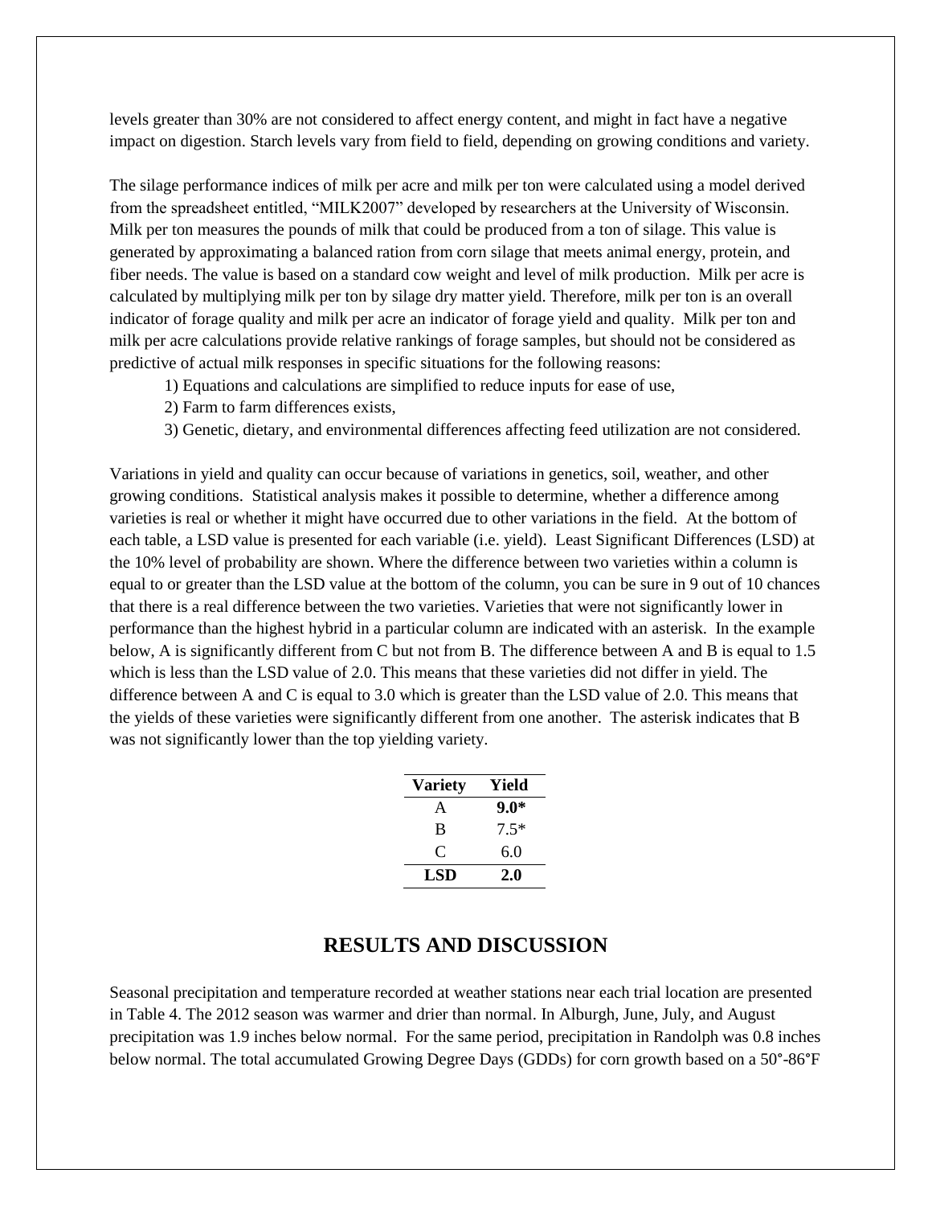levels greater than 30% are not considered to affect energy content, and might in fact have a negative impact on digestion. Starch levels vary from field to field, depending on growing conditions and variety.

The silage performance indices of milk per acre and milk per ton were calculated using a model derived from the spreadsheet entitled, "MILK2007" developed by researchers at the University of Wisconsin. Milk per ton measures the pounds of milk that could be produced from a ton of silage. This value is generated by approximating a balanced ration from corn silage that meets animal energy, protein, and fiber needs. The value is based on a standard cow weight and level of milk production. Milk per acre is calculated by multiplying milk per ton by silage dry matter yield. Therefore, milk per ton is an overall indicator of forage quality and milk per acre an indicator of forage yield and quality. Milk per ton and milk per acre calculations provide relative rankings of forage samples, but should not be considered as predictive of actual milk responses in specific situations for the following reasons:

1) Equations and calculations are simplified to reduce inputs for ease of use,
2) Farm to farm differences exists,
3) Genetic, dietary, and environmental differences affecting feed utilization are not considered.

Variations in yield and quality can occur because of variations in genetics, soil, weather, and other growing conditions. Statistical analysis makes it possible to determine, whether a difference among varieties is real or whether it might have occurred due to other variations in the field. At the bottom of each table, a LSD value is presented for each variable (i.e. yield). Least Significant Differences (LSD) at the 10% level of probability are shown. Where the difference between two varieties within a column is equal to or greater than the LSD value at the bottom of the column, you can be sure in 9 out of 10 chances that there is a real difference between the two varieties. Varieties that were not significantly lower in performance than the highest hybrid in a particular column are indicated with an asterisk. In the example below, A is significantly different from C but not from B. The difference between A and B is equal to 1.5 which is less than the LSD value of 2.0. This means that these varieties did not differ in yield. The difference between A and C is equal to 3.0 which is greater than the LSD value of 2.0. This means that the yields of these varieties were significantly different from one another. The asterisk indicates that B was not significantly lower than the top yielding variety.

| Variety | Yield |
|---|---|
| A | **9.0*** |
| B | 7.5* |
| C | 6.0 |
| **LSD** | **2.0** |

## RESULTS AND DISCUSSION

Seasonal precipitation and temperature recorded at weather stations near each trial location are presented in Table 4. The 2012 season was warmer and drier than normal. In Alburgh, June, July, and August precipitation was 1.9 inches below normal. For the same period, precipitation in Randolph was 0.8 inches below normal. The total accumulated Growing Degree Days (GDDs) for corn growth based on a 50°-86°F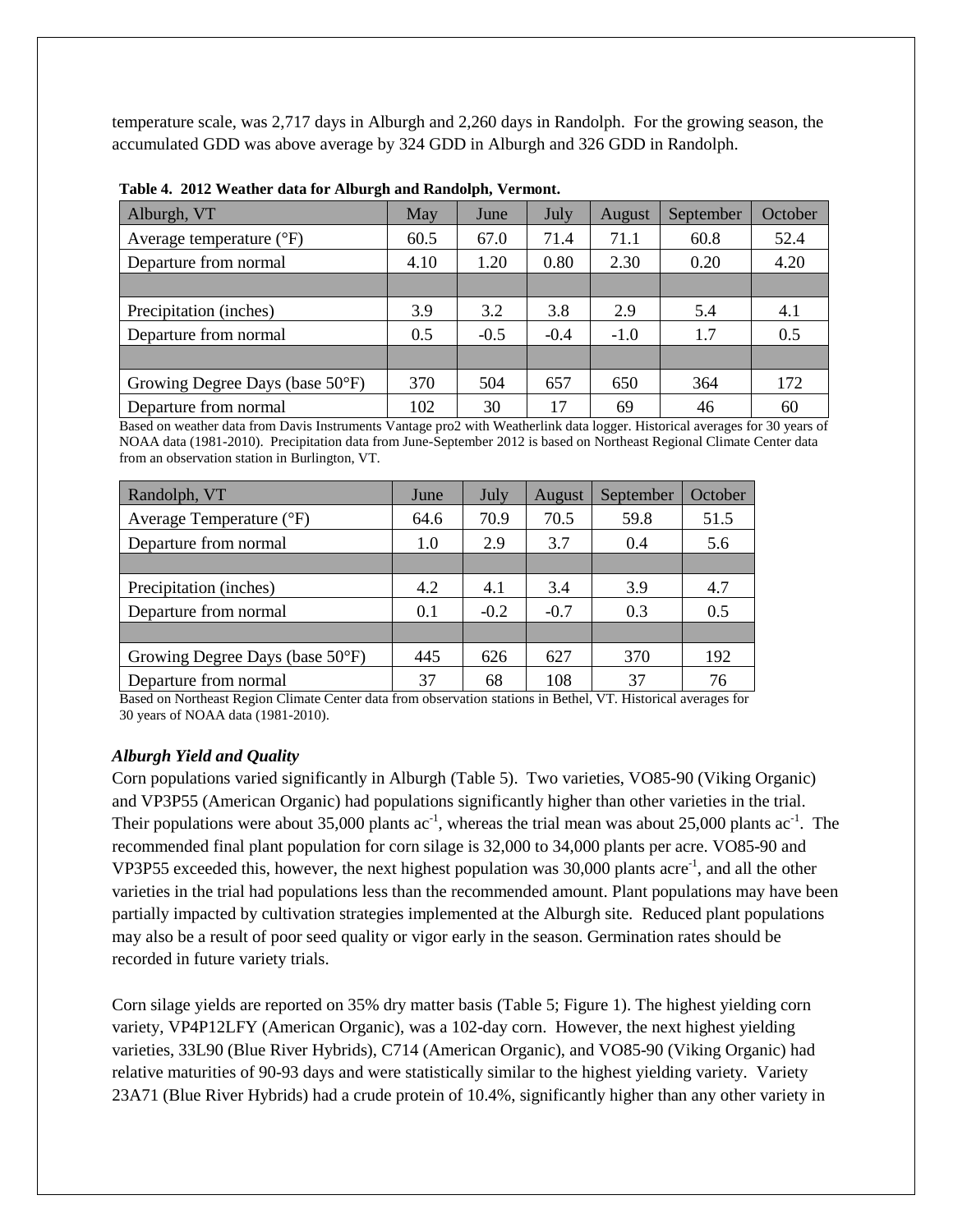temperature scale, was 2,717 days in Alburgh and 2,260 days in Randolph. For the growing season, the accumulated GDD was above average by 324 GDD in Alburgh and 326 GDD in Randolph.

**Table 4. 2012 Weather data for Alburgh and Randolph, Vermont.**

| Alburgh, VT | May | June | July | August | September | October |
|---|---|---|---|---|---|---|
| Average temperature (°F) | 60.5 | 67.0 | 71.4 | 71.1 | 60.8 | 52.4 |
| Departure from normal | 4.10 | 1.20 | 0.80 | 2.30 | 0.20 | 4.20 |
| | | | | | | |
| Precipitation (inches) | 3.9 | 3.2 | 3.8 | 2.9 | 5.4 | 4.1 |
| Departure from normal | 0.5 | -0.5 | -0.4 | -1.0 | 1.7 | 0.5 |
| | | | | | | |
| Growing Degree Days (base 50°F) | 370 | 504 | 657 | 650 | 364 | 172 |
| Departure from normal | 102 | 30 | 17 | 69 | 46 | 60 |

Based on weather data from Davis Instruments Vantage pro2 with Weatherlink data logger. Historical averages for 30 years of NOAA data (1981-2010). Precipitation data from June-September 2012 is based on Northeast Regional Climate Center data from an observation station in Burlington, VT.

| Randolph, VT | June | July | August | September | October |
|---|---|---|---|---|---|
| Average Temperature (°F) | 64.6 | 70.9 | 70.5 | 59.8 | 51.5 |
| Departure from normal | 1.0 | 2.9 | 3.7 | 0.4 | 5.6 |
| | | | | | |
| Precipitation (inches) | 4.2 | 4.1 | 3.4 | 3.9 | 4.7 |
| Departure from normal | 0.1 | -0.2 | -0.7 | 0.3 | 0.5 |
| | | | | | |
| Growing Degree Days (base 50°F) | 445 | 626 | 627 | 370 | 192 |
| Departure from normal | 37 | 68 | 108 | 37 | 76 |

Based on Northeast Region Climate Center data from observation stations in Bethel, VT. Historical averages for 30 years of NOAA data (1981-2010).

### *Alburgh Yield and Quality*

Corn populations varied significantly in Alburgh (Table 5). Two varieties, VO85-90 (Viking Organic) and VP3P55 (American Organic) had populations significantly higher than other varieties in the trial. Their populations were about 35,000 plants $ac^{-1}$, whereas the trial mean was about 25,000 plants $ac^{-1}$. The recommended final plant population for corn silage is 32,000 to 34,000 plants per acre. VO85-90 and VP3P55 exceeded this, however, the next highest population was 30,000 plants $acre^{-1}$, and all the other varieties in the trial had populations less than the recommended amount. Plant populations may have been partially impacted by cultivation strategies implemented at the Alburgh site. Reduced plant populations may also be a result of poor seed quality or vigor early in the season. Germination rates should be recorded in future variety trials.

Corn silage yields are reported on 35% dry matter basis (Table 5; Figure 1). The highest yielding corn variety, VP4P12LFY (American Organic), was a 102-day corn. However, the next highest yielding varieties, 33L90 (Blue River Hybrids), C714 (American Organic), and VO85-90 (Viking Organic) had relative maturities of 90-93 days and were statistically similar to the highest yielding variety. Variety 23A71 (Blue River Hybrids) had a crude protein of 10.4%, significantly higher than any other variety in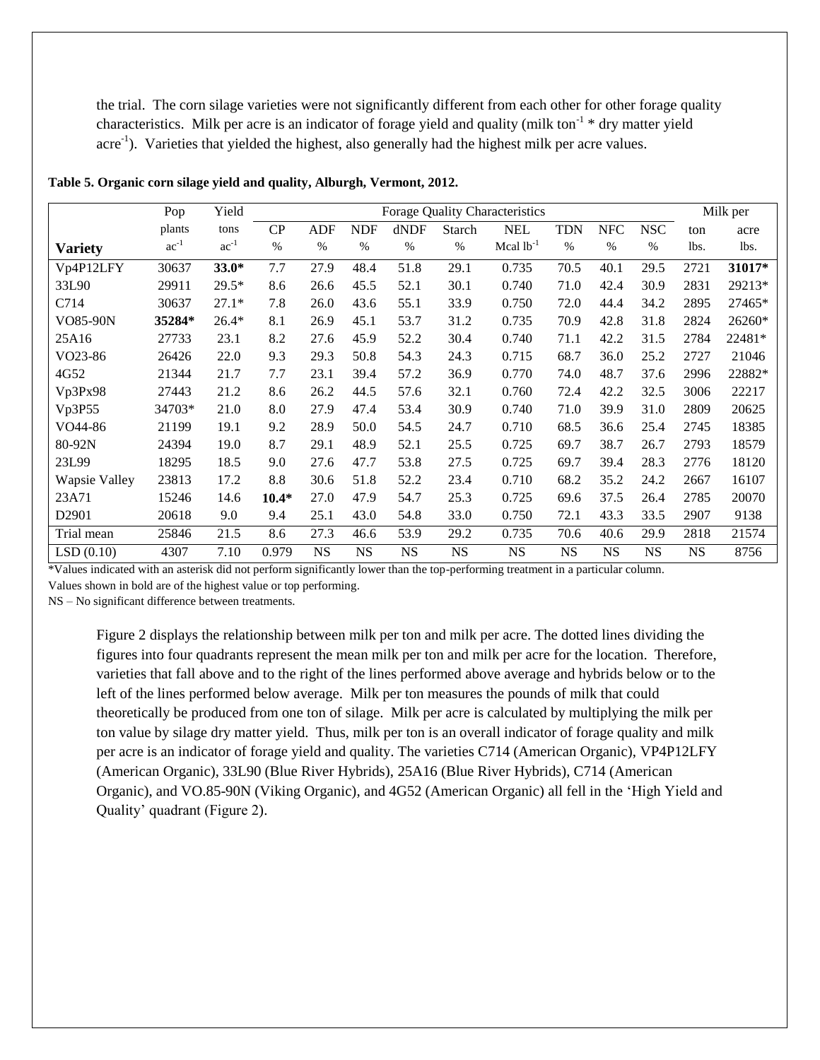the trial. The corn silage varieties were not significantly different from each other for other forage quality characteristics. Milk per acre is an indicator of forage yield and quality (milk ton$^{-1}$ * dry matter yield acre$^{-1}$). Varieties that yielded the highest, also generally had the highest milk per acre values.

**Table 5. Organic corn silage yield and quality, Alburgh, Vermont, 2012.**

| | Pop | Yield | Forage Quality Characteristics | | | | | | | | | | Milk per | |
|---|---|---|---|---|---|---|---|---|---|---|---|---|---|---|
| | plants | tons | CP | ADF | NDF | dNDF | Starch | NEL | TDN | NFC | NSC | ton | acre |
| **Variety** | ac$^{-1}$ | ac$^{-1}$ | % | % | % | % | % | Mcal lb$^{-1}$ | % | % | % | lbs. | lbs. |
| Vp4P12LFY | 30637 | **33.0*** | 7.7 | 27.9 | 48.4 | 51.8 | 29.1 | 0.735 | 70.5 | 40.1 | 29.5 | 2721 | **31017*** |
| 33L90 | 29911 | 29.5* | 8.6 | 26.6 | 45.5 | 52.1 | 30.1 | 0.740 | 71.0 | 42.4 | 30.9 | 2831 | 29213* |
| C714 | 30637 | 27.1* | 7.8 | 26.0 | 43.6 | 55.1 | 33.9 | 0.750 | 72.0 | 44.4 | 34.2 | 2895 | 27465* |
| VO85-90N | **35284*** | 26.4* | 8.1 | 26.9 | 45.1 | 53.7 | 31.2 | 0.735 | 70.9 | 42.8 | 31.8 | 2824 | 26260* |
| 25A16 | 27733 | 23.1 | 8.2 | 27.6 | 45.9 | 52.2 | 30.4 | 0.740 | 71.1 | 42.2 | 31.5 | 2784 | 22481* |
| VO23-86 | 26426 | 22.0 | 9.3 | 29.3 | 50.8 | 54.3 | 24.3 | 0.715 | 68.7 | 36.0 | 25.2 | 2727 | 21046 |
| 4G52 | 21344 | 21.7 | 7.7 | 23.1 | 39.4 | 57.2 | 36.9 | 0.770 | 74.0 | 48.7 | 37.6 | 2996 | 22882* |
| Vp3Px98 | 27443 | 21.2 | 8.6 | 26.2 | 44.5 | 57.6 | 32.1 | 0.760 | 72.4 | 42.2 | 32.5 | 3006 | 22217 |
| Vp3P55 | 34703* | 21.0 | 8.0 | 27.9 | 47.4 | 53.4 | 30.9 | 0.740 | 71.0 | 39.9 | 31.0 | 2809 | 20625 |
| VO44-86 | 21199 | 19.1 | 9.2 | 28.9 | 50.0 | 54.5 | 24.7 | 0.710 | 68.5 | 36.6 | 25.4 | 2745 | 18385 |
| 80-92N | 24394 | 19.0 | 8.7 | 29.1 | 48.9 | 52.1 | 25.5 | 0.725 | 69.7 | 38.7 | 26.7 | 2793 | 18579 |
| 23L99 | 18295 | 18.5 | 9.0 | 27.6 | 47.7 | 53.8 | 27.5 | 0.725 | 69.7 | 39.4 | 28.3 | 2776 | 18120 |
| Wapsie Valley | 23813 | 17.2 | 8.8 | 30.6 | 51.8 | 52.2 | 23.4 | 0.710 | 68.2 | 35.2 | 24.2 | 2667 | 16107 |
| 23A71 | 15246 | 14.6 | **10.4*** | 27.0 | 47.9 | 54.7 | 25.3 | 0.725 | 69.6 | 37.5 | 26.4 | 2785 | 20070 |
| D2901 | 20618 | 9.0 | 9.4 | 25.1 | 43.0 | 54.8 | 33.0 | 0.750 | 72.1 | 43.3 | 33.5 | 2907 | 9138 |
| Trial mean | 25846 | 21.5 | 8.6 | 27.3 | 46.6 | 53.9 | 29.2 | 0.735 | 70.6 | 40.6 | 29.9 | 2818 | 21574 |
| LSD (0.10) | 4307 | 7.10 | 0.979 | NS | NS | NS | NS | NS | NS | NS | NS | NS | 8756 |

*Values indicated with an asterisk did not perform significantly lower than the top-performing treatment in a particular column.
Values shown in bold are of the highest value or top performing.
NS – No significant difference between treatments.

Figure 2 displays the relationship between milk per ton and milk per acre. The dotted lines dividing the figures into four quadrants represent the mean milk per ton and milk per acre for the location. Therefore, varieties that fall above and to the right of the lines performed above average and hybrids below or to the left of the lines performed below average. Milk per ton measures the pounds of milk that could theoretically be produced from one ton of silage. Milk per acre is calculated by multiplying the milk per ton value by silage dry matter yield. Thus, milk per ton is an overall indicator of forage quality and milk per acre is an indicator of forage yield and quality. The varieties C714 (American Organic), VP4P12LFY (American Organic), 33L90 (Blue River Hybrids), 25A16 (Blue River Hybrids), C714 (American Organic), and VO.85-90N (Viking Organic), and 4G52 (American Organic) all fell in the 'High Yield and Quality' quadrant (Figure 2).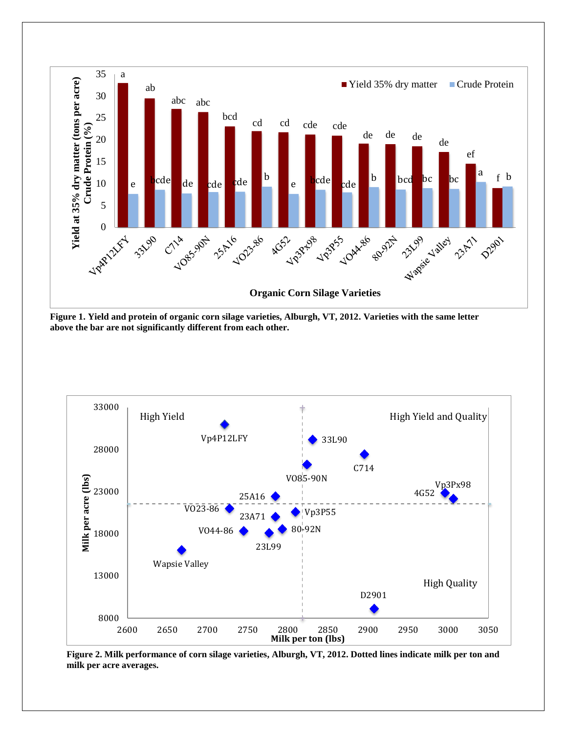**Figure 1. Yield and protein of organic corn silage varieties, Alburgh, VT, 2012. Varieties with the same letter above the bar are not significantly different from each other.**

**Figure 2. Milk performance of corn silage varieties, Alburgh, VT, 2012. Dotted lines indicate milk per ton and milk per acre averages.**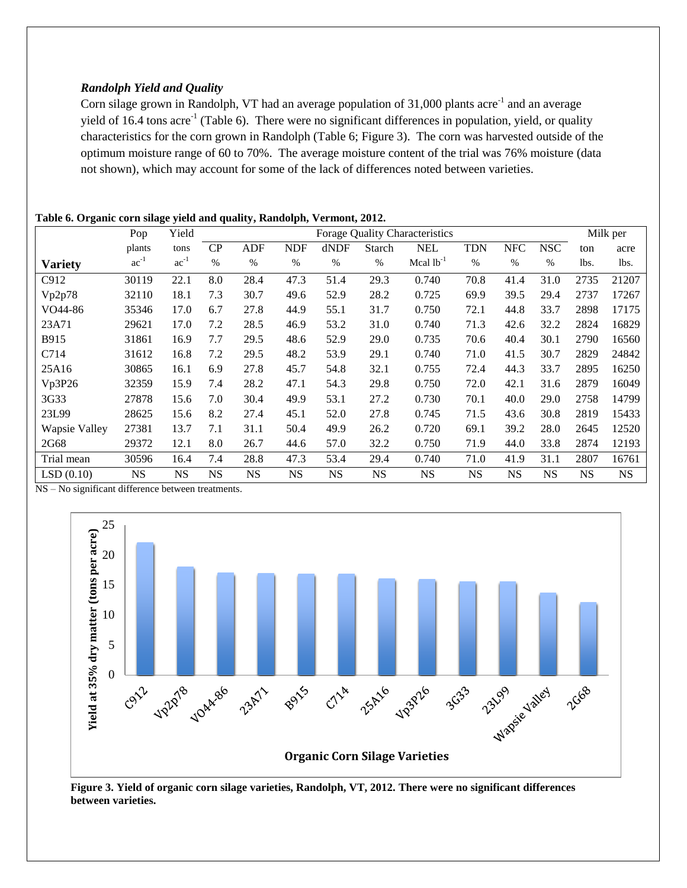### *Randolph Yield and Quality*

Corn silage grown in Randolph, VT had an average population of 31,000 plants acre$^{-1}$ and an average yield of 16.4 tons acre$^{-1}$ (Table 6). There were no significant differences in population, yield, or quality characteristics for the corn grown in Randolph (Table 6; Figure 3). The corn was harvested outside of the optimum moisture range of 60 to 70%. The average moisture content of the trial was 76% moisture (data not shown), which may account for some of the lack of differences noted between varieties.

**Table 6. Organic corn silage yield and quality, Randolph, Vermont, 2012.**

| | Pop | Yield | Forage Quality Characteristics | | | | | | | | | Milk per | |
|---|---|---|---|---|---|---|---|---|---|---|---|---|---|
| | plants | tons | CP | ADF | NDF | dNDF | Starch | NEL | TDN | NFC | NSC | ton | acre |
| **Variety** | ac$^{-1}$ | ac$^{-1}$ | % | % | % | % | % | Mcal lb$^{-1}$ | % | % | % | lbs. | lbs. |
| C912 | 30119 | 22.1 | 8.0 | 28.4 | 47.3 | 51.4 | 29.3 | 0.740 | 70.8 | 41.4 | 31.0 | 2735 | 21207 |
| Vp2p78 | 32110 | 18.1 | 7.3 | 30.7 | 49.6 | 52.9 | 28.2 | 0.725 | 69.9 | 39.5 | 29.4 | 2737 | 17267 |
| VO44-86 | 35346 | 17.0 | 6.7 | 27.8 | 44.9 | 55.1 | 31.7 | 0.750 | 72.1 | 44.8 | 33.7 | 2898 | 17175 |
| 23A71 | 29621 | 17.0 | 7.2 | 28.5 | 46.9 | 53.2 | 31.0 | 0.740 | 71.3 | 42.6 | 32.2 | 2824 | 16829 |
| B915 | 31861 | 16.9 | 7.7 | 29.5 | 48.6 | 52.9 | 29.0 | 0.735 | 70.6 | 40.4 | 30.1 | 2790 | 16560 |
| C714 | 31612 | 16.8 | 7.2 | 29.5 | 48.2 | 53.9 | 29.1 | 0.740 | 71.0 | 41.5 | 30.7 | 2829 | 24842 |
| 25A16 | 30865 | 16.1 | 6.9 | 27.8 | 45.7 | 54.8 | 32.1 | 0.755 | 72.4 | 44.3 | 33.7 | 2895 | 16250 |
| Vp3P26 | 32359 | 15.9 | 7.4 | 28.2 | 47.1 | 54.3 | 29.8 | 0.750 | 72.0 | 42.1 | 31.6 | 2879 | 16049 |
| 3G33 | 27878 | 15.6 | 7.0 | 30.4 | 49.9 | 53.1 | 27.2 | 0.730 | 70.1 | 40.0 | 29.0 | 2758 | 14799 |
| 23L99 | 28625 | 15.6 | 8.2 | 27.4 | 45.1 | 52.0 | 27.8 | 0.745 | 71.5 | 43.6 | 30.8 | 2819 | 15433 |
| Wapsie Valley | 27381 | 13.7 | 7.1 | 31.1 | 50.4 | 49.9 | 26.2 | 0.720 | 69.1 | 39.2 | 28.0 | 2645 | 12520 |
| 2G68 | 29372 | 12.1 | 8.0 | 26.7 | 44.6 | 57.0 | 32.2 | 0.750 | 71.9 | 44.0 | 33.8 | 2874 | 12193 |
| Trial mean | 30596 | 16.4 | 7.4 | 28.8 | 47.3 | 53.4 | 29.4 | 0.740 | 71.0 | 41.9 | 31.1 | 2807 | 16761 |
| LSD (0.10) | NS | NS | NS | NS | NS | NS | NS | NS | NS | NS | NS | NS | NS |

NS – No significant difference between treatments.

**Figure 3. Yield of organic corn silage varieties, Randolph, VT, 2012. There were no significant differences between varieties.**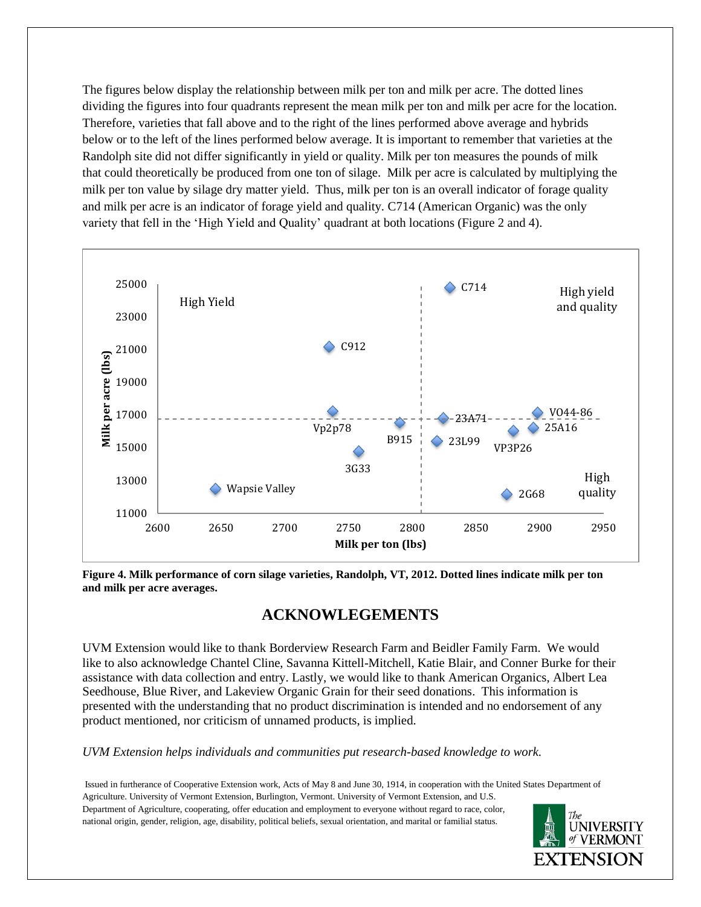The figures below display the relationship between milk per ton and milk per acre. The dotted lines dividing the figures into four quadrants represent the mean milk per ton and milk per acre for the location. Therefore, varieties that fall above and to the right of the lines performed above average and hybrids below or to the left of the lines performed below average. It is important to remember that varieties at the Randolph site did not differ significantly in yield or quality. Milk per ton measures the pounds of milk that could theoretically be produced from one ton of silage. Milk per acre is calculated by multiplying the milk per ton value by silage dry matter yield. Thus, milk per ton is an overall indicator of forage quality and milk per acre is an indicator of forage yield and quality. C714 (American Organic) was the only variety that fell in the 'High Yield and Quality' quadrant at both locations (Figure 2 and 4).

High Yield
High yield and quality
High quality
Milk per acre (lbs)
Milk per ton (lbs)
25000
23000
21000
19000
17000
15000
13000
11000
2600
2650
2700
2750
2800
2850
2900
2950
C714
C912
Vp2p78
B915
23A71
VO44-86
25A16
23L99
VP3P26
3G33
Wapsie Valley
2G68

**Figure 4. Milk performance of corn silage varieties, Randolph, VT, 2012. Dotted lines indicate milk per ton and milk per acre averages.**

## ACKNOWLEGEMENTS

UVM Extension would like to thank Borderview Research Farm and Beidler Family Farm. We would like to also acknowledge Chantel Cline, Savanna Kittell-Mitchell, Katie Blair, and Conner Burke for their assistance with data collection and entry. Lastly, we would like to thank American Organics, Albert Lea Seedhouse, Blue River, and Lakeview Organic Grain for their seed donations. This information is presented with the understanding that no product discrimination is intended and no endorsement of any product mentioned, nor criticism of unnamed products, is implied.

*UVM Extension helps individuals and communities put research-based knowledge to work.*

Issued in furtherance of Cooperative Extension work, Acts of May 8 and June 30, 1914, in cooperation with the United States Department of Agriculture. University of Vermont Extension, Burlington, Vermont. University of Vermont Extension, and U.S. Department of Agriculture, cooperating, offer education and employment to everyone without regard to race, color, national origin, gender, religion, age, disability, political beliefs, sexual orientation, and marital or familial status.

The University of Vermont Extension